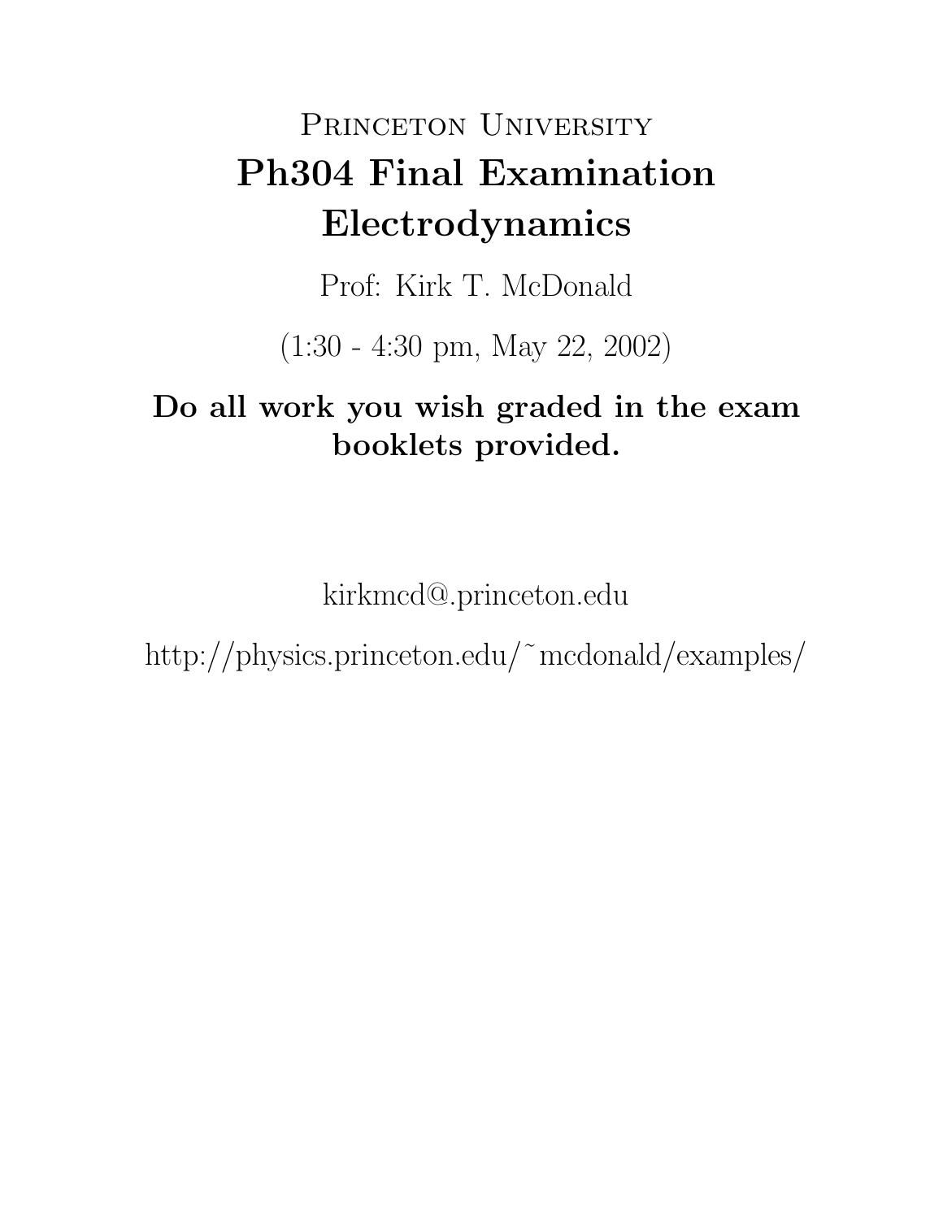# Princeton University

# Ph304 Final Examination Electrodynamics

Prof: Kirk T. McDonald

(1:30 - 4:30 pm, May 22, 2002)

**Do all work you wish graded in the exam booklets provided.**

kirkmcd@.princeton.edu

http://physics.princeton.edu/~mcdonald/examples/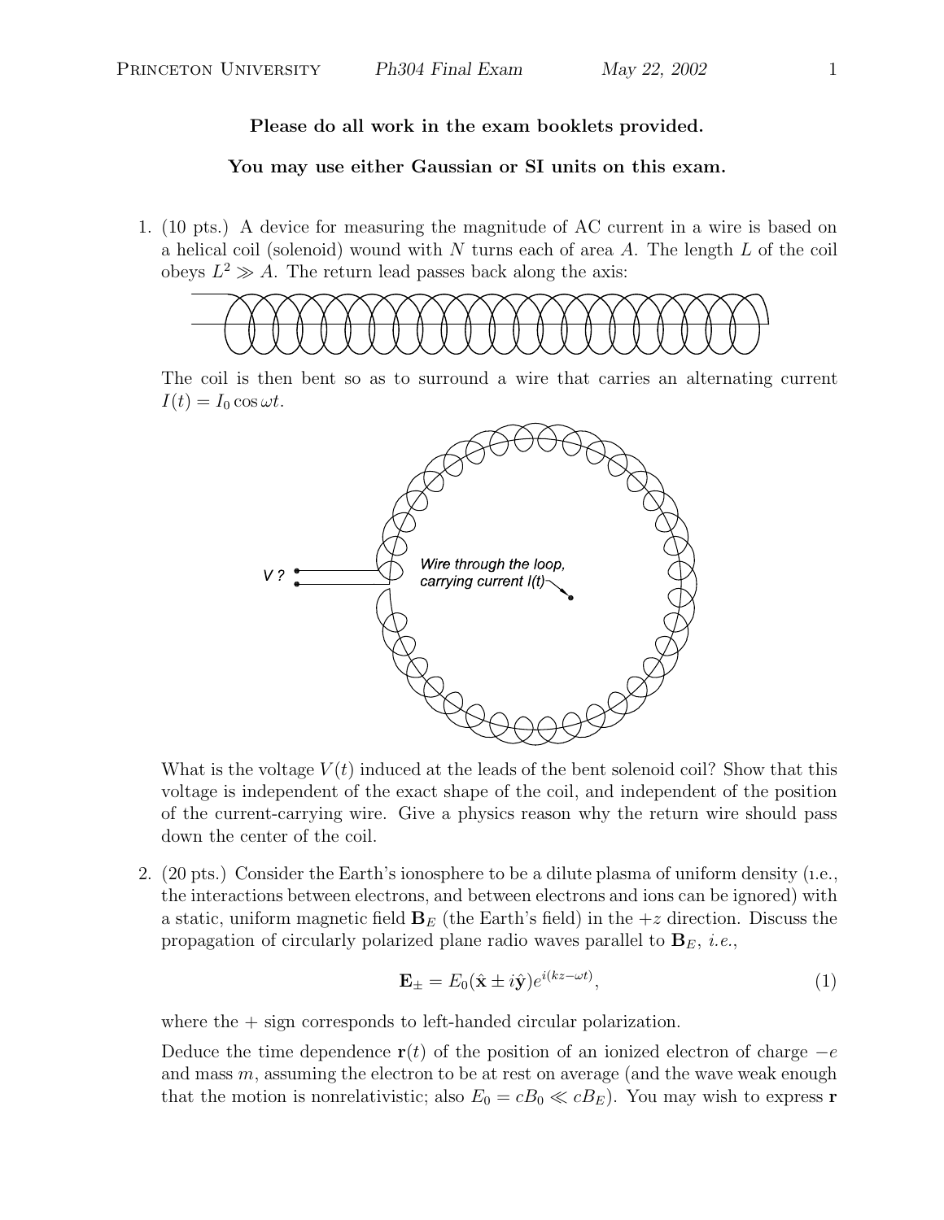**Please do all work in the exam booklets provided.**

**You may use either Gaussian or SI units on this exam.**

1. (10 pts.) A device for measuring the magnitude of AC current in a wire is based on a helical coil (solenoid) wound with $N$ turns each of area $A$. The length $L$ of the coil obeys $L^2 \gg A$. The return lead passes back along the axis:

   The coil is then bent so as to surround a wire that carries an alternating current $I(t) = I_0 \cos \omega t$.

   V ?

   Wire through the loop, carrying current I(t)

   What is the voltage $V(t)$ induced at the leads of the bent solenoid coil? Show that this voltage is independent of the exact shape of the coil, and independent of the position of the current-carrying wire. Give a physics reason why the return wire should pass down the center of the coil.

2. (20 pts.) Consider the Earth's ionosphere to be a dilute plasma of uniform density (i.e., the interactions between electrons, and between electrons and ions can be ignored) with a static, uniform magnetic field $\mathbf{B}_E$ (the Earth's field) in the $+z$ direction. Discuss the propagation of circularly polarized plane radio waves parallel to $\mathbf{B}_E$, *i.e.*,

$$\mathbf{E}_{\pm} = E_0(\hat{\mathbf{x}} \pm i\hat{\mathbf{y}})e^{i(kz-\omega t)}, \tag{1}$$

   where the + sign corresponds to left-handed circular polarization.

   Deduce the time dependence $\mathbf{r}(t)$ of the position of an ionized electron of charge $-e$ and mass $m$, assuming the electron to be at rest on average (and the wave weak enough that the motion is nonrelativistic; also $E_0 = cB_0 \ll cB_E$). You may wish to express $\mathbf{r}$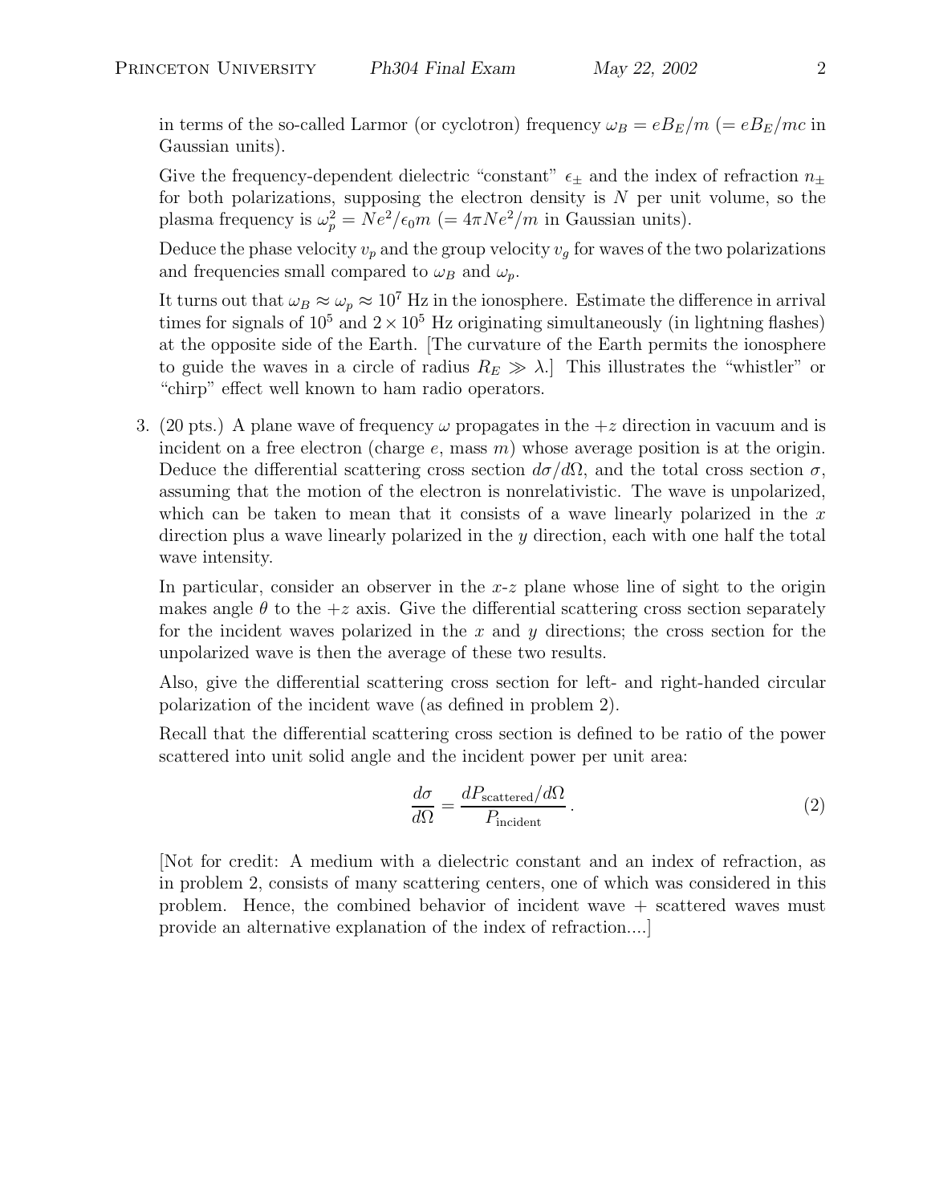in terms of the so-called Larmor (or cyclotron) frequency $\omega_B = eB_E/m$ ($= eB_E/mc$ in Gaussian units).

Give the frequency-dependent dielectric "constant" $\epsilon_\pm$ and the index of refraction $n_\pm$ for both polarizations, supposing the electron density is $N$ per unit volume, so the plasma frequency is $\omega_p^2 = Ne^2/\epsilon_0 m$ ($= 4\pi Ne^2/m$ in Gaussian units).

Deduce the phase velocity $v_p$ and the group velocity $v_g$ for waves of the two polarizations and frequencies small compared to $\omega_B$ and $\omega_p$.

It turns out that $\omega_B \approx \omega_p \approx 10^7$ Hz in the ionosphere. Estimate the difference in arrival times for signals of $10^5$ and $2 \times 10^5$ Hz originating simultaneously (in lightning flashes) at the opposite side of the Earth. [The curvature of the Earth permits the ionosphere to guide the waves in a circle of radius $R_E \gg \lambda$.] This illustrates the "whistler" or "chirp" effect well known to ham radio operators.

3. (20 pts.) A plane wave of frequency $\omega$ propagates in the $+z$ direction in vacuum and is incident on a free electron (charge $e$, mass $m$) whose average position is at the origin. Deduce the differential scattering cross section $d\sigma/d\Omega$, and the total cross section $\sigma$, assuming that the motion of the electron is nonrelativistic. The wave is unpolarized, which can be taken to mean that it consists of a wave linearly polarized in the $x$ direction plus a wave linearly polarized in the $y$ direction, each with one half the total wave intensity.

   In particular, consider an observer in the $x$-$z$ plane whose line of sight to the origin makes angle $\theta$ to the $+z$ axis. Give the differential scattering cross section separately for the incident waves polarized in the $x$ and $y$ directions; the cross section for the unpolarized wave is then the average of these two results.

   Also, give the differential scattering cross section for left- and right-handed circular polarization of the incident wave (as defined in problem 2).

   Recall that the differential scattering cross section is defined to be ratio of the power scattered into unit solid angle and the incident power per unit area:

$$\frac{d\sigma}{d\Omega} = \frac{dP_{\text{scattered}}/d\Omega}{P_{\text{incident}}}. \tag{2}$$

   [Not for credit: A medium with a dielectric constant and an index of refraction, as in problem 2, consists of many scattering centers, one of which was considered in this problem. Hence, the combined behavior of incident wave + scattered waves must provide an alternative explanation of the index of refraction....]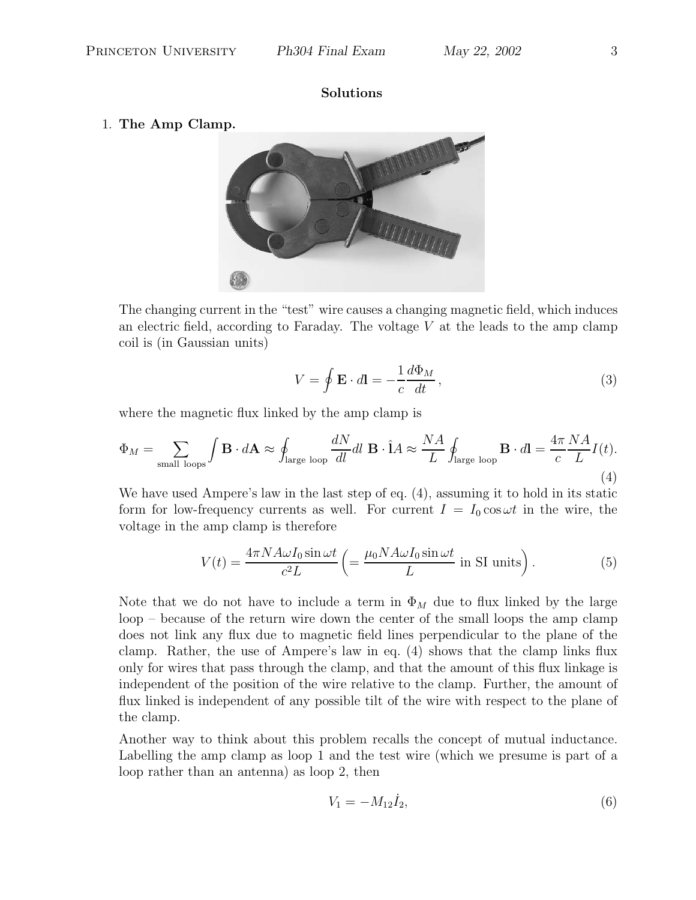**Solutions**

1. **The Amp Clamp.**

The changing current in the "test" wire causes a changing magnetic field, which induces an electric field, according to Faraday. The voltage $V$ at the leads to the amp clamp coil is (in Gaussian units)

$$V = \oint \mathbf{E} \cdot d\mathbf{l} = -\frac{1}{c}\frac{d\Phi_M}{dt}\,, \tag{3}$$

where the magnetic flux linked by the amp clamp is

$$\Phi_M = \sum_{\text{small loops}} \int \mathbf{B} \cdot d\mathbf{A} \approx \oint_{\text{large loop}} \frac{dN}{dl} dl\ \mathbf{B} \cdot \hat{\mathbf{l}} A \approx \frac{NA}{L} \oint_{\text{large loop}} \mathbf{B} \cdot d\mathbf{l} = \frac{4\pi}{c}\frac{NA}{L} I(t). \tag{4}$$

We have used Ampere's law in the last step of eq. (4), assuming it to hold in its static form for low-frequency currents as well. For current $I = I_0 \cos \omega t$ in the wire, the voltage in the amp clamp is therefore

$$V(t) = \frac{4\pi NA\omega I_0 \sin \omega t}{c^2 L} \left( = \frac{\mu_0 NA\omega I_0 \sin \omega t}{L} \text{ in SI units} \right). \tag{5}$$

Note that we do not have to include a term in $\Phi_M$ due to flux linked by the large loop – because of the return wire down the center of the small loops the amp clamp does not link any flux due to magnetic field lines perpendicular to the plane of the clamp. Rather, the use of Ampere's law in eq. (4) shows that the clamp links flux only for wires that pass through the clamp, and that the amount of this flux linkage is independent of the position of the wire relative to the clamp. Further, the amount of flux linked is independent of any possible tilt of the wire with respect to the plane of the clamp.

Another way to think about this problem recalls the concept of mutual inductance. Labelling the amp clamp as loop 1 and the test wire (which we presume is part of a loop rather than an antenna) as loop 2, then

$$V_1 = -M_{12} \dot{I}_2, \tag{6}$$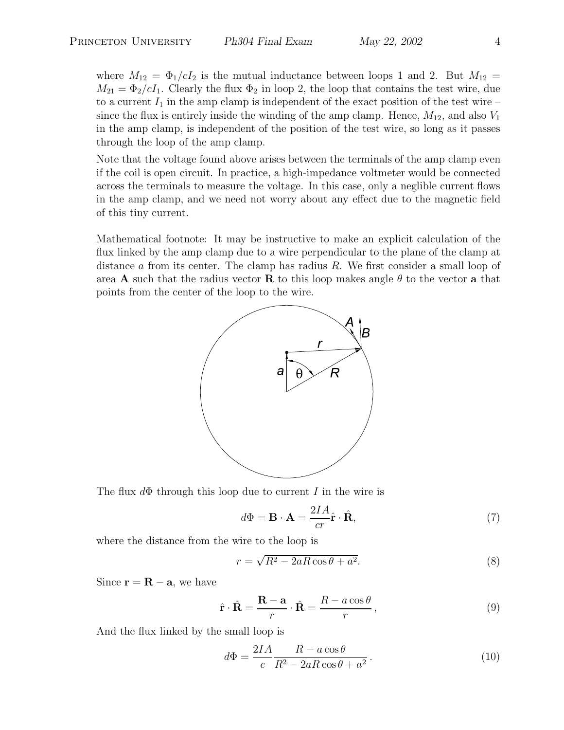where $M_{12} = \Phi_1/cI_2$ is the mutual inductance between loops 1 and 2. But $M_{12} = M_{21} = \Phi_2/cI_1$. Clearly the flux $\Phi_2$ in loop 2, the loop that contains the test wire, due to a current $I_1$ in the amp clamp is independent of the exact position of the test wire – since the flux is entirely inside the winding of the amp clamp. Hence, $M_{12}$, and also $V_1$ in the amp clamp, is independent of the position of the test wire, so long as it passes through the loop of the amp clamp.

Note that the voltage found above arises between the terminals of the amp clamp even if the coil is open circuit. In practice, a high-impedance voltmeter would be connected across the terminals to measure the voltage. In this case, only a neglible current flows in the amp clamp, and we need not worry about any effect due to the magnetic field of this tiny current.

Mathematical footnote: It may be instructive to make an explicit calculation of the flux linked by the amp clamp due to a wire perpendicular to the plane of the clamp at distance $a$ from its center. The clamp has radius $R$. We first consider a small loop of area $\mathbf{A}$ such that the radius vector $\mathbf{R}$ to this loop makes angle $\theta$ to the vector $\mathbf{a}$ that points from the center of the loop to the wire.

The flux $d\Phi$ through this loop due to current $I$ in the wire is

$$d\Phi = \mathbf{B} \cdot \mathbf{A} = \frac{2IA}{cr} \hat{\mathbf{r}} \cdot \hat{\mathbf{R}}, \tag{7}$$

where the distance from the wire to the loop is

$$r = \sqrt{R^2 - 2aR\cos\theta + a^2}. \tag{8}$$

Since $\mathbf{r} = \mathbf{R} - \mathbf{a}$, we have

$$\hat{\mathbf{r}} \cdot \hat{\mathbf{R}} = \frac{\mathbf{R} - \mathbf{a}}{r} \cdot \hat{\mathbf{R}} = \frac{R - a\cos\theta}{r}, \tag{9}$$

And the flux linked by the small loop is

$$d\Phi = \frac{2IA}{c} \frac{R - a\cos\theta}{R^2 - 2aR\cos\theta + a^2}. \tag{10}$$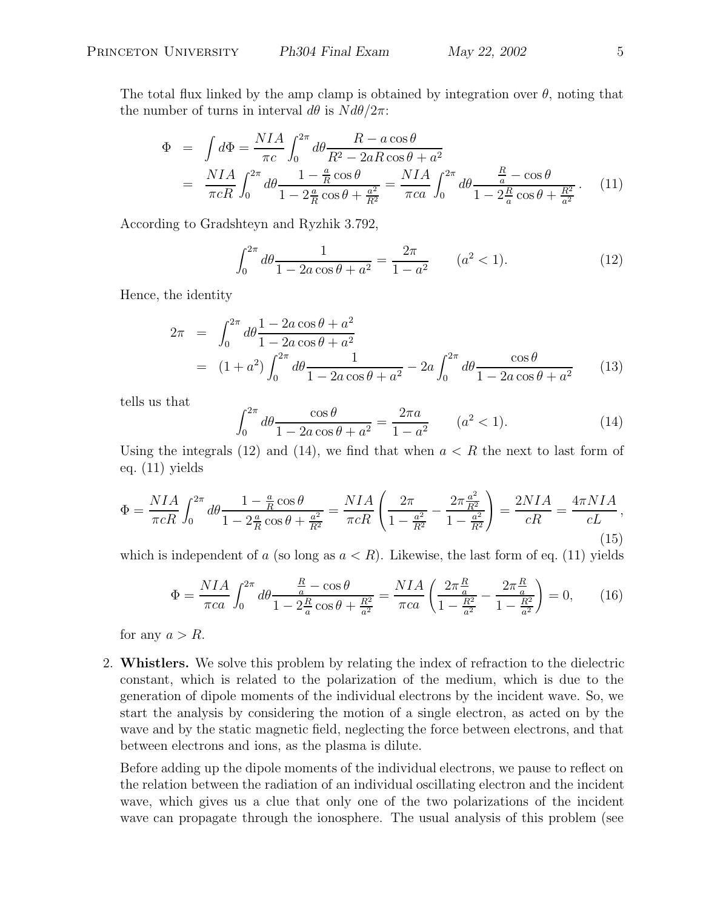The total flux linked by the amp clamp is obtained by integration over $\theta$, noting that the number of turns in interval $d\theta$ is $N d\theta/2\pi$:

$$
\begin{aligned}
\Phi &= \int d\Phi = \frac{NIA}{\pi c} \int_0^{2\pi} d\theta \frac{R - a\cos\theta}{R^2 - 2aR\cos\theta + a^2} \\
&= \frac{NIA}{\pi c R} \int_0^{2\pi} d\theta \frac{1 - \frac{a}{R}\cos\theta}{1 - 2\frac{a}{R}\cos\theta + \frac{a^2}{R^2}} = \frac{NIA}{\pi c a} \int_0^{2\pi} d\theta \frac{\frac{R}{a} - \cos\theta}{1 - 2\frac{R}{a}\cos\theta + \frac{R^2}{a^2}}. \qquad (11)
\end{aligned}
$$

According to Gradshteyn and Ryzhik 3.792,

$$
\int_0^{2\pi} d\theta \frac{1}{1 - 2a\cos\theta + a^2} = \frac{2\pi}{1 - a^2} \qquad (a^2 < 1). \qquad (12)
$$

Hence, the identity

$$
\begin{aligned}
2\pi &= \int_0^{2\pi} d\theta \frac{1 - 2a\cos\theta + a^2}{1 - 2a\cos\theta + a^2} \\
&= (1 + a^2) \int_0^{2\pi} d\theta \frac{1}{1 - 2a\cos\theta + a^2} - 2a \int_0^{2\pi} d\theta \frac{\cos\theta}{1 - 2a\cos\theta + a^2} \qquad (13)
\end{aligned}
$$

tells us that

$$
\int_0^{2\pi} d\theta \frac{\cos\theta}{1 - 2a\cos\theta + a^2} = \frac{2\pi a}{1 - a^2} \qquad (a^2 < 1). \qquad (14)
$$

Using the integrals (12) and (14), we find that when $a < R$ the next to last form of eq. (11) yields

$$
\Phi = \frac{NIA}{\pi c R} \int_0^{2\pi} d\theta \frac{1 - \frac{a}{R}\cos\theta}{1 - 2\frac{a}{R}\cos\theta + \frac{a^2}{R^2}} = \frac{NIA}{\pi c R} \left( \frac{2\pi}{1 - \frac{a^2}{R^2}} - \frac{2\pi \frac{a^2}{R^2}}{1 - \frac{a^2}{R^2}} \right) = \frac{2NIA}{cR} = \frac{4\pi NIA}{cL}, \qquad (15)
$$

which is independent of $a$ (so long as $a < R$). Likewise, the last form of eq. (11) yields

$$
\Phi = \frac{NIA}{\pi c a} \int_0^{2\pi} d\theta \frac{\frac{R}{a} - \cos\theta}{1 - 2\frac{R}{a}\cos\theta + \frac{R^2}{a^2}} = \frac{NIA}{\pi c a} \left( \frac{2\pi \frac{R}{a}}{1 - \frac{R^2}{a^2}} - \frac{2\pi \frac{R}{a}}{1 - \frac{R^2}{a^2}} \right) = 0, \qquad (16)
$$

for any $a > R$.

2. **Whistlers.** We solve this problem by relating the index of refraction to the dielectric constant, which is related to the polarization of the medium, which is due to the generation of dipole moments of the individual electrons by the incident wave. So, we start the analysis by considering the motion of a single electron, as acted on by the wave and by the static magnetic field, neglecting the force between electrons, and that between electrons and ions, as the plasma is dilute.

   Before adding up the dipole moments of the individual electrons, we pause to reflect on the relation between the radiation of an individual oscillating electron and the incident wave, which gives us a clue that only one of the two polarizations of the incident wave can propagate through the ionosphere. The usual analysis of this problem (see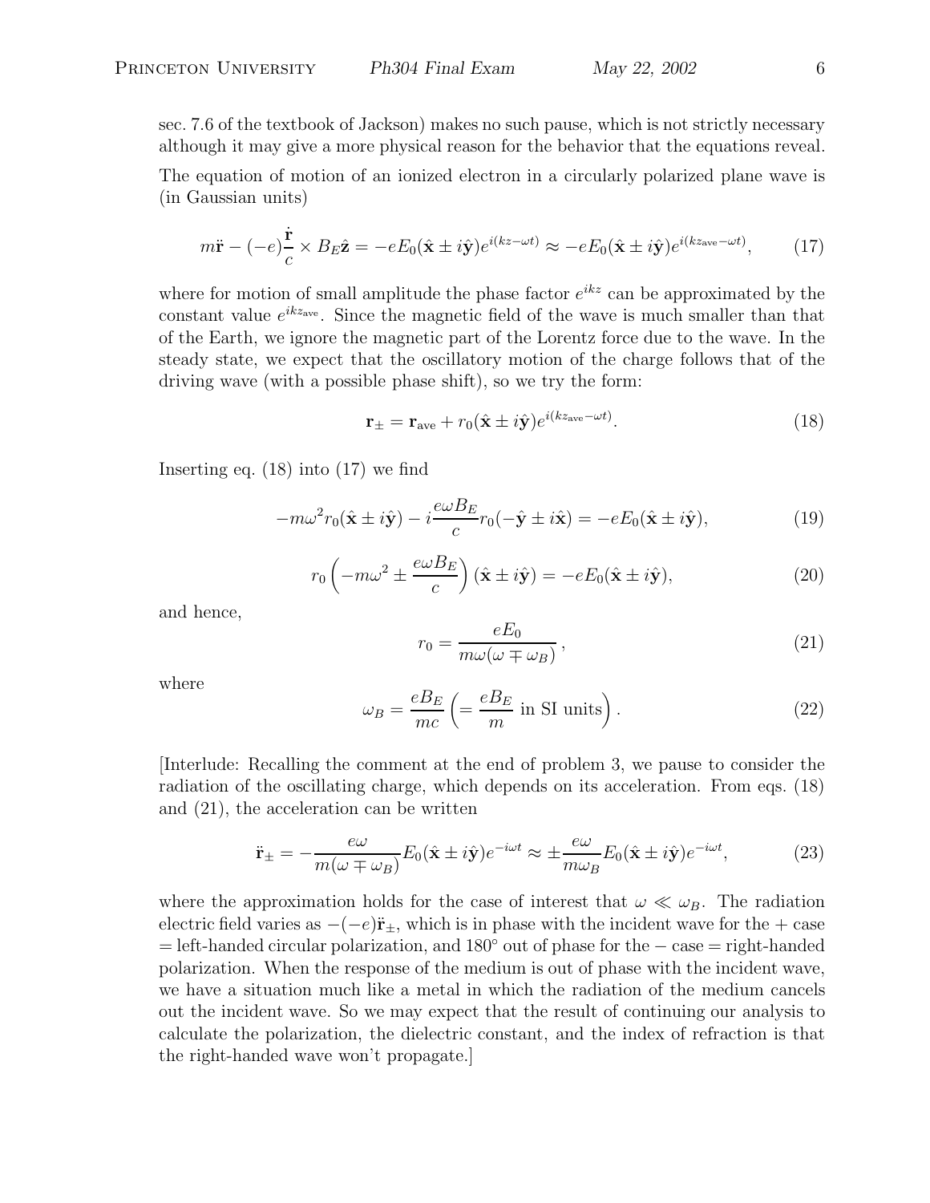sec. 7.6 of the textbook of Jackson) makes no such pause, which is not strictly necessary although it may give a more physical reason for the behavior that the equations reveal.

The equation of motion of an ionized electron in a circularly polarized plane wave is (in Gaussian units)

$$m\ddot{\mathbf{r}} - (-e)\frac{\dot{\mathbf{r}}}{c} \times B_E\hat{\mathbf{z}} = -eE_0(\hat{\mathbf{x}} \pm i\hat{\mathbf{y}})e^{i(kz-\omega t)} \approx -eE_0(\hat{\mathbf{x}} \pm i\hat{\mathbf{y}})e^{i(kz_{\rm ave}-\omega t)}, \tag{17}$$

where for motion of small amplitude the phase factor $e^{ikz}$ can be approximated by the constant value $e^{ikz_{\rm ave}}$. Since the magnetic field of the wave is much smaller than that of the Earth, we ignore the magnetic part of the Lorentz force due to the wave. In the steady state, we expect that the oscillatory motion of the charge follows that of the driving wave (with a possible phase shift), so we try the form:

$$\mathbf{r}_\pm = \mathbf{r}_{\rm ave} + r_0(\hat{\mathbf{x}} \pm i\hat{\mathbf{y}})e^{i(kz_{\rm ave}-\omega t)}. \tag{18}$$

Inserting eq. (18) into (17) we find

$$-m\omega^2 r_0(\hat{\mathbf{x}} \pm i\hat{\mathbf{y}}) - i\frac{e\omega B_E}{c} r_0(-\hat{\mathbf{y}} \pm i\hat{\mathbf{x}}) = -eE_0(\hat{\mathbf{x}} \pm i\hat{\mathbf{y}}), \tag{19}$$

$$r_0\left(-m\omega^2 \pm \frac{e\omega B_E}{c}\right)(\hat{\mathbf{x}} \pm i\hat{\mathbf{y}}) = -eE_0(\hat{\mathbf{x}} \pm i\hat{\mathbf{y}}), \tag{20}$$

and hence,

$$r_0 = \frac{eE_0}{m\omega(\omega \mp \omega_B)}, \tag{21}$$

where

$$\omega_B = \frac{eB_E}{mc}\left(= \frac{eB_E}{m} \text{ in SI units}\right). \tag{22}$$

[Interlude: Recalling the comment at the end of problem 3, we pause to consider the radiation of the oscillating charge, which depends on its acceleration. From eqs. (18) and (21), the acceleration can be written

$$\ddot{\mathbf{r}}_\pm = -\frac{e\omega}{m(\omega \mp \omega_B)} E_0(\hat{\mathbf{x}} \pm i\hat{\mathbf{y}})e^{-i\omega t} \approx \pm\frac{e\omega}{m\omega_B} E_0(\hat{\mathbf{x}} \pm i\hat{\mathbf{y}})e^{-i\omega t}, \tag{23}$$

where the approximation holds for the case of interest that $\omega \ll \omega_B$. The radiation electric field varies as $-(-e)\ddot{\mathbf{r}}_\pm$, which is in phase with the incident wave for the + case = left-handed circular polarization, and 180° out of phase for the − case = right-handed polarization. When the response of the medium is out of phase with the incident wave, we have a situation much like a metal in which the radiation of the medium cancels out the incident wave. So we may expect that the result of continuing our analysis to calculate the polarization, the dielectric constant, and the index of refraction is that the right-handed wave won't propagate.]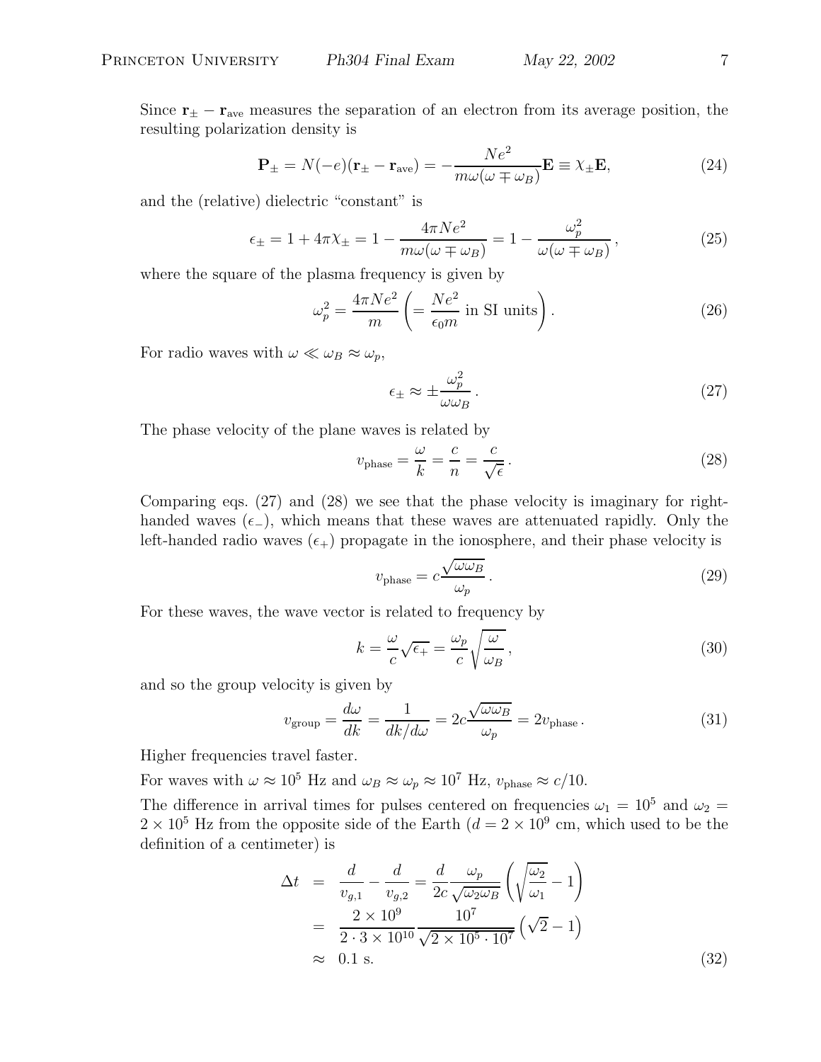Since $\mathbf{r}_\pm - \mathbf{r}_{\rm ave}$ measures the separation of an electron from its average position, the resulting polarization density is

$$\mathbf{P}_\pm = N(-e)(\mathbf{r}_\pm - \mathbf{r}_{\rm ave}) = -\frac{Ne^2}{m\omega(\omega \mp \omega_B)}\mathbf{E} \equiv \chi_\pm \mathbf{E}, \tag{24}$$

and the (relative) dielectric "constant" is

$$\epsilon_\pm = 1 + 4\pi\chi_\pm = 1 - \frac{4\pi Ne^2}{m\omega(\omega \mp \omega_B)} = 1 - \frac{\omega_p^2}{\omega(\omega \mp \omega_B)}\,, \tag{25}$$

where the square of the plasma frequency is given by

$$\omega_p^2 = \frac{4\pi Ne^2}{m}\left(= \frac{Ne^2}{\epsilon_0 m} \text{ in SI units}\right). \tag{26}$$

For radio waves with $\omega \ll \omega_B \approx \omega_p$,

$$\epsilon_\pm \approx \pm\frac{\omega_p^2}{\omega\omega_B}\,. \tag{27}$$

The phase velocity of the plane waves is related by

$$v_{\rm phase} = \frac{\omega}{k} = \frac{c}{n} = \frac{c}{\sqrt{\epsilon}}\,. \tag{28}$$

Comparing eqs. (27) and (28) we see that the phase velocity is imaginary for right-handed waves ($\epsilon_-$), which means that these waves are attenuated rapidly. Only the left-handed radio waves ($\epsilon_+$) propagate in the ionosphere, and their phase velocity is

$$v_{\rm phase} = c\frac{\sqrt{\omega\omega_B}}{\omega_p}\,. \tag{29}$$

For these waves, the wave vector is related to frequency by

$$k = \frac{\omega}{c}\sqrt{\epsilon_+} = \frac{\omega_p}{c}\sqrt{\frac{\omega}{\omega_B}}\,, \tag{30}$$

and so the group velocity is given by

$$v_{\rm group} = \frac{d\omega}{dk} = \frac{1}{dk/d\omega} = 2c\frac{\sqrt{\omega\omega_B}}{\omega_p} = 2v_{\rm phase}\,. \tag{31}$$

Higher frequencies travel faster.

For waves with $\omega \approx 10^5$ Hz and $\omega_B \approx \omega_p \approx 10^7$ Hz, $v_{\rm phase} \approx c/10$.

The difference in arrival times for pulses centered on frequencies $\omega_1 = 10^5$ and $\omega_2 = 2 \times 10^5$ Hz from the opposite side of the Earth ($d = 2 \times 10^9$ cm, which used to be the definition of a centimeter) is

$$\begin{aligned}
\Delta t &= \frac{d}{v_{g,1}} - \frac{d}{v_{g,2}} = \frac{d}{2c}\frac{\omega_p}{\sqrt{\omega_2\omega_B}}\left(\sqrt{\frac{\omega_2}{\omega_1}} - 1\right) \\
&= \frac{2\times 10^9}{2\cdot 3\times 10^{10}}\frac{10^7}{\sqrt{2\times 10^5 \cdot 10^7}}\left(\sqrt{2}-1\right) \\
&\approx 0.1 \text{ s.}
\end{aligned} \tag{32}$$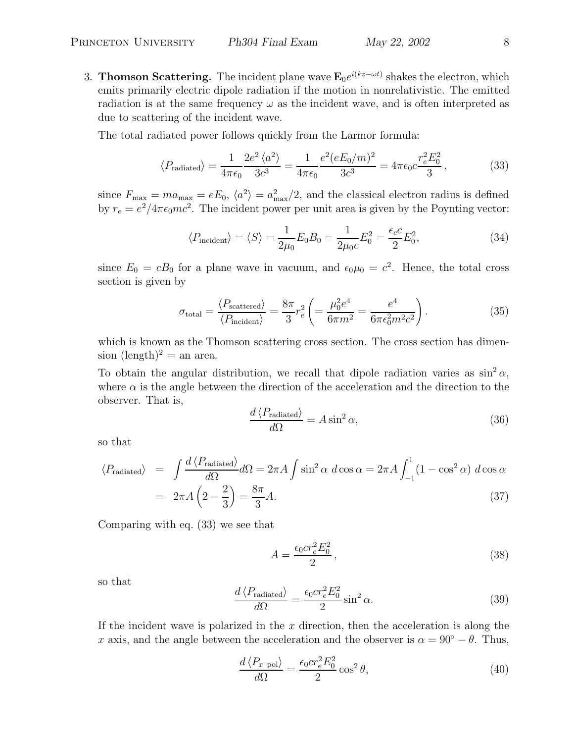3. **Thomson Scattering.** The incident plane wave $\mathbf{E}_0 e^{i(kz-\omega t)}$ shakes the electron, which emits primarily electric dipole radiation if the motion in nonrelativistic. The emitted radiation is at the same frequency $\omega$ as the incident wave, and is often interpreted as due to scattering of the incident wave.

   The total radiated power follows quickly from the Larmor formula:

$$\langle P_{\text{radiated}} \rangle = \frac{1}{4\pi\epsilon_0} \frac{2e^2 \langle a^2 \rangle}{3c^3} = \frac{1}{4\pi\epsilon_0} \frac{e^2 (eE_0/m)^2}{3c^3} = 4\pi\epsilon_0 c \frac{r_e^2 E_0^2}{3}, \tag{33}$$

   since $F_{\text{max}} = ma_{\text{max}} = eE_0$, $\langle a^2 \rangle = a_{\text{max}}^2/2$, and the classical electron radius is defined by $r_e = e^2/4\pi\epsilon_0 mc^2$. The incident power per unit area is given by the Poynting vector:

$$\langle P_{\text{incident}} \rangle = \langle S \rangle = \frac{1}{2\mu_0} E_0 B_0 = \frac{1}{2\mu_0 c} E_0^2 = \frac{\epsilon_c c}{2} E_0^2, \tag{34}$$

   since $E_0 = cB_0$ for a plane wave in vacuum, and $\epsilon_0 \mu_0 = c^2$. Hence, the total cross section is given by

$$\sigma_{\text{total}} = \frac{\langle P_{\text{scattered}} \rangle}{\langle P_{\text{incident}} \rangle} = \frac{8\pi}{3} r_e^2 \left( = \frac{\mu_0^2 e^4}{6\pi m^2} = \frac{e^4}{6\pi\epsilon_0^2 m^2 c^2} \right). \tag{35}$$

   which is known as the Thomson scattering cross section. The cross section has dimension $(\text{length})^2$ = an area.

   To obtain the angular distribution, we recall that dipole radiation varies as $\sin^2\alpha$, where $\alpha$ is the angle between the direction of the acceleration and the direction to the observer. That is,

$$\frac{d\langle P_{\text{radiated}} \rangle}{d\Omega} = A \sin^2\alpha, \tag{36}$$

   so that

$$\begin{aligned} \langle P_{\text{radiated}} \rangle &= \int \frac{d\langle P_{\text{radiated}} \rangle}{d\Omega} d\Omega = 2\pi A \int \sin^2\alpha \; d\cos\alpha = 2\pi A \int_{-1}^{1} (1 - \cos^2\alpha) \; d\cos\alpha \\ &= 2\pi A \left( 2 - \frac{2}{3} \right) = \frac{8\pi}{3} A. \end{aligned} \tag{37}$$

   Comparing with eq. (33) we see that

$$A = \frac{\epsilon_0 c r_e^2 E_0^2}{2}, \tag{38}$$

   so that

$$\frac{d\langle P_{\text{radiated}} \rangle}{d\Omega} = \frac{\epsilon_0 c r_e^2 E_0^2}{2} \sin^2\alpha. \tag{39}$$

   If the incident wave is polarized in the $x$ direction, then the acceleration is along the $x$ axis, and the angle between the acceleration and the observer is $\alpha = 90^\circ - \theta$. Thus,

$$\frac{d\langle P_{x \text{ pol}} \rangle}{d\Omega} = \frac{\epsilon_0 c r_e^2 E_0^2}{2} \cos^2\theta, \tag{40}$$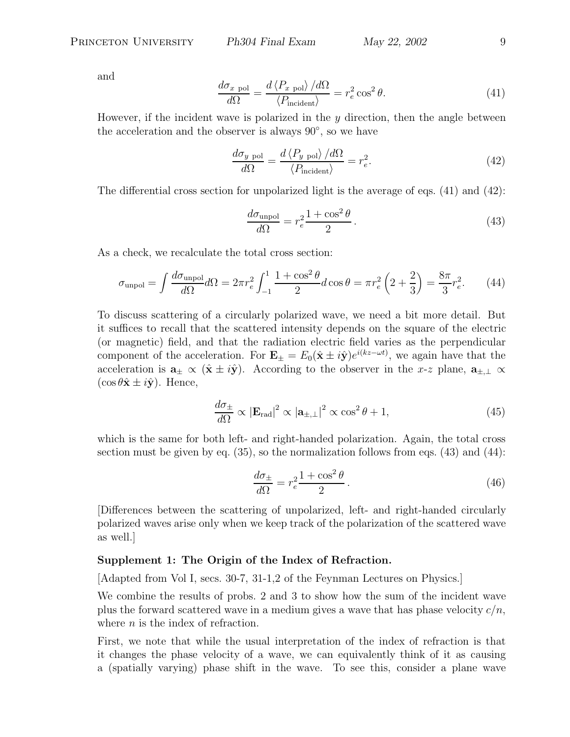and

$$\frac{d\sigma_{x\text{ pol}}}{d\Omega} = \frac{d\left\langle P_{x\text{ pol}}\right\rangle/d\Omega}{\left\langle P_{\text{incident}}\right\rangle} = r_e^2\cos^2\theta. \tag{41}$$

However, if the incident wave is polarized in the $y$ direction, then the angle between the acceleration and the observer is always 90°, so we have

$$\frac{d\sigma_{y\text{ pol}}}{d\Omega} = \frac{d\left\langle P_{y\text{ pol}}\right\rangle/d\Omega}{\left\langle P_{\text{incident}}\right\rangle} = r_e^2. \tag{42}$$

The differential cross section for unpolarized light is the average of eqs. (41) and (42):

$$\frac{d\sigma_{\text{unpol}}}{d\Omega} = r_e^2\frac{1+\cos^2\theta}{2}. \tag{43}$$

As a check, we recalculate the total cross section:

$$\sigma_{\text{unpol}} = \int\frac{d\sigma_{\text{unpol}}}{d\Omega}d\Omega = 2\pi r_e^2\int_{-1}^{1}\frac{1+\cos^2\theta}{2}d\cos\theta = \pi r_e^2\left(2+\frac{2}{3}\right) = \frac{8\pi}{3}r_e^2. \tag{44}$$

To discuss scattering of a circularly polarized wave, we need a bit more detail. But it suffices to recall that the scattered intensity depends on the square of the electric (or magnetic) field, and that the radiation electric field varies as the perpendicular component of the acceleration. For $\mathbf{E}_{\pm} = E_0(\hat{\mathbf{x}} \pm i\hat{\mathbf{y}})e^{i(kz-\omega t)}$, we again have that the acceleration is $\mathbf{a}_{\pm} \propto (\hat{\mathbf{x}} \pm i\hat{\mathbf{y}})$. According to the observer in the $x$-$z$ plane, $\mathbf{a}_{\pm,\perp} \propto (\cos\theta\hat{\mathbf{x}} \pm i\hat{\mathbf{y}})$. Hence,

$$\frac{d\sigma_{\pm}}{d\Omega} \propto \left|\mathbf{E}_{\text{rad}}\right|^2 \propto \left|\mathbf{a}_{\pm,\perp}\right|^2 \propto \cos^2\theta + 1, \tag{45}$$

which is the same for both left- and right-handed polarization. Again, the total cross section must be given by eq. (35), so the normalization follows from eqs. (43) and (44):

$$\frac{d\sigma_{\pm}}{d\Omega} = r_e^2\frac{1+\cos^2\theta}{2}. \tag{46}$$

[Differences between the scattering of unpolarized, left- and right-handed circularly polarized waves arise only when we keep track of the polarization of the scattered wave as well.]

**Supplement 1: The Origin of the Index of Refraction.**

[Adapted from Vol I, secs. 30-7, 31-1,2 of the Feynman Lectures on Physics.]

We combine the results of probs. 2 and 3 to show how the sum of the incident wave plus the forward scattered wave in a medium gives a wave that has phase velocity $c/n$, where $n$ is the index of refraction.

First, we note that while the usual interpretation of the index of refraction is that it changes the phase velocity of a wave, we can equivalently think of it as causing a (spatially varying) phase shift in the wave. To see this, consider a plane wave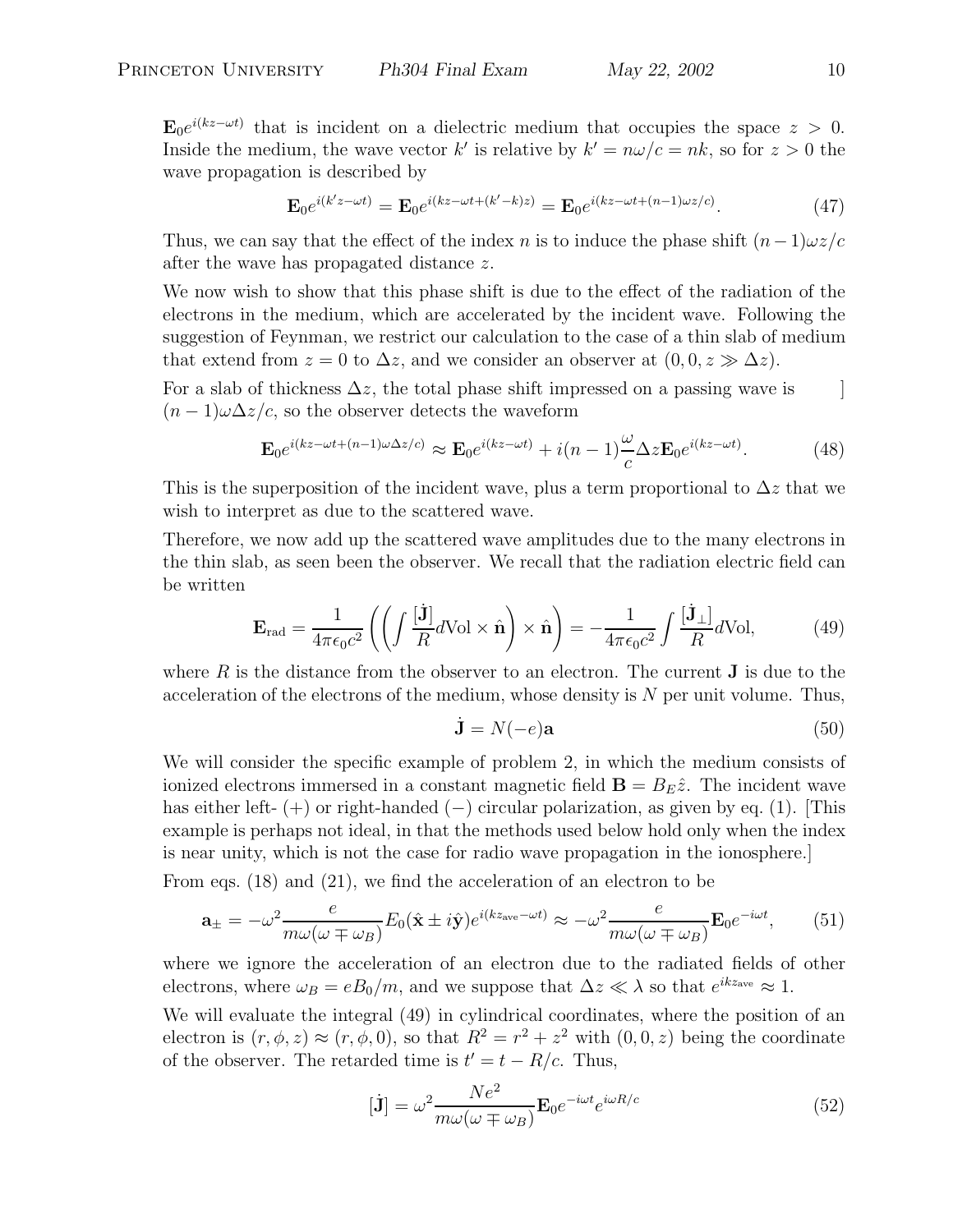$\mathbf{E}_0 e^{i(kz-\omega t)}$ that is incident on a dielectric medium that occupies the space $z > 0$. Inside the medium, the wave vector $k'$ is relative by $k' = n\omega/c = nk$, so for $z > 0$ the wave propagation is described by

$$\mathbf{E}_0 e^{i(k'z-\omega t)} = \mathbf{E}_0 e^{i(kz-\omega t+(k'-k)z)} = \mathbf{E}_0 e^{i(kz-\omega t+(n-1)\omega z/c)}. \tag{47}$$

Thus, we can say that the effect of the index $n$ is to induce the phase shift $(n-1)\omega z/c$ after the wave has propagated distance $z$.

We now wish to show that this phase shift is due to the effect of the radiation of the electrons in the medium, which are accelerated by the incident wave. Following the suggestion of Feynman, we restrict our calculation to the case of a thin slab of medium that extend from $z = 0$ to $\Delta z$, and we consider an observer at $(0, 0, z \gg \Delta z)$.

For a slab of thickness $\Delta z$, the total phase shift impressed on a passing wave is $(n-1)\omega\Delta z/c$, so the observer detects the waveform

$$\mathbf{E}_0 e^{i(kz-\omega t+(n-1)\omega\Delta z/c)} \approx \mathbf{E}_0 e^{i(kz-\omega t)} + i(n-1)\frac{\omega}{c}\Delta z \mathbf{E}_0 e^{i(kz-\omega t)}. \tag{48}$$

This is the superposition of the incident wave, plus a term proportional to $\Delta z$ that we wish to interpret as due to the scattered wave.

Therefore, we now add up the scattered wave amplitudes due to the many electrons in the thin slab, as seen been the observer. We recall that the radiation electric field can be written

$$\mathbf{E}_{\text{rad}} = \frac{1}{4\pi\epsilon_0 c^2}\left(\left(\int \frac{[\dot{\mathbf{J}}]}{R} d\text{Vol} \times \hat{\mathbf{n}}\right) \times \hat{\mathbf{n}}\right) = -\frac{1}{4\pi\epsilon_0 c^2}\int \frac{[\dot{\mathbf{J}}_\perp]}{R} d\text{Vol}, \tag{49}$$

where $R$ is the distance from the observer to an electron. The current $\mathbf{J}$ is due to the acceleration of the electrons of the medium, whose density is $N$ per unit volume. Thus,

$$\dot{\mathbf{J}} = N(-e)\mathbf{a} \tag{50}$$

We will consider the specific example of problem 2, in which the medium consists of ionized electrons immersed in a constant magnetic field $\mathbf{B} = B_E\hat{z}$. The incident wave has either left- $(+)$ or right-handed $(-)$ circular polarization, as given by eq. (1). [This example is perhaps not ideal, in that the methods used below hold only when the index is near unity, which is not the case for radio wave propagation in the ionosphere.]

From eqs. (18) and (21), we find the acceleration of an electron to be

$$\mathbf{a}_\pm = -\omega^2 \frac{e}{m\omega(\omega \mp \omega_B)} E_0(\hat{\mathbf{x}} \pm i\hat{\mathbf{y}}) e^{i(kz_{\text{ave}}-\omega t)} \approx -\omega^2 \frac{e}{m\omega(\omega \mp \omega_B)} \mathbf{E}_0 e^{-i\omega t}, \tag{51}$$

where we ignore the acceleration of an electron due to the radiated fields of other electrons, where $\omega_B = eB_0/m$, and we suppose that $\Delta z \ll \lambda$ so that $e^{ikz_{\text{ave}}} \approx 1$.

We will evaluate the integral (49) in cylindrical coordinates, where the position of an electron is $(r, \phi, z) \approx (r, \phi, 0)$, so that $R^2 = r^2 + z^2$ with $(0, 0, z)$ being the coordinate of the observer. The retarded time is $t' = t - R/c$. Thus,

$$[\dot{\mathbf{J}}] = \omega^2 \frac{Ne^2}{m\omega(\omega \mp \omega_B)} \mathbf{E}_0 e^{-i\omega t} e^{i\omega R/c} \tag{52}$$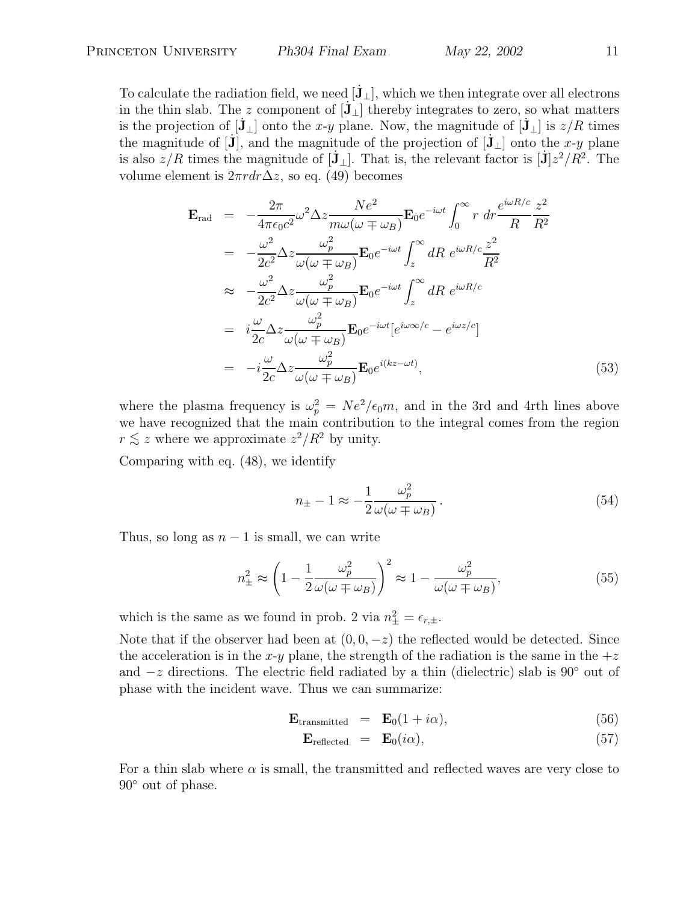To calculate the radiation field, we need $[\dot{\mathbf{J}}_\perp]$, which we then integrate over all electrons in the thin slab. The $z$ component of $[\dot{\mathbf{J}}_\perp]$ thereby integrates to zero, so what matters is the projection of $[\dot{\mathbf{J}}_\perp]$ onto the $x$-$y$ plane. Now, the magnitude of $[\dot{\mathbf{J}}_\perp]$ is $z/R$ times the magnitude of $[\dot{\mathbf{J}}]$, and the magnitude of the projection of $[\dot{\mathbf{J}}_\perp]$ onto the $x$-$y$ plane is also $z/R$ times the magnitude of $[\dot{\mathbf{J}}_\perp]$. That is, the relevant factor is $[\dot{\mathbf{J}}]z^2/R^2$. The volume element is $2\pi r dr \Delta z$, so eq. (49) becomes

$$
\begin{aligned}
\mathbf{E}_{\rm rad} &= -\frac{2\pi}{4\pi\epsilon_0 c^2}\omega^2 \Delta z \frac{Ne^2}{m\omega(\omega \mp \omega_B)}\mathbf{E}_0 e^{-i\omega t}\int_0^\infty r\ dr \frac{e^{i\omega R/c}}{R}\frac{z^2}{R^2} \\
&= -\frac{\omega^2}{2c^2}\Delta z \frac{\omega_p^2}{\omega(\omega \mp \omega_B)}\mathbf{E}_0 e^{-i\omega t}\int_z^\infty dR\ e^{i\omega R/c}\frac{z^2}{R^2} \\
&\approx -\frac{\omega^2}{2c^2}\Delta z \frac{\omega_p^2}{\omega(\omega \mp \omega_B)}\mathbf{E}_0 e^{-i\omega t}\int_z^\infty dR\ e^{i\omega R/c} \\
&= i\frac{\omega}{2c}\Delta z \frac{\omega_p^2}{\omega(\omega \mp \omega_B)}\mathbf{E}_0 e^{-i\omega t}[e^{i\omega\infty/c} - e^{i\omega z/c}] \\
&= -i\frac{\omega}{2c}\Delta z \frac{\omega_p^2}{\omega(\omega \mp \omega_B)}\mathbf{E}_0 e^{i(kz-\omega t)},
\end{aligned}
\tag{53}
$$

where the plasma frequency is $\omega_p^2 = Ne^2/\epsilon_0 m$, and in the 3rd and 4rth lines above we have recognized that the main contribution to the integral comes from the region $r \lesssim z$ where we approximate $z^2/R^2$ by unity.

Comparing with eq. (48), we identify

$$
n_\pm - 1 \approx -\frac{1}{2}\frac{\omega_p^2}{\omega(\omega \mp \omega_B)}\,. \tag{54}
$$

Thus, so long as $n - 1$ is small, we can write

$$
n_\pm^2 \approx \left(1 - \frac{1}{2}\frac{\omega_p^2}{\omega(\omega \mp \omega_B)}\right)^2 \approx 1 - \frac{\omega_p^2}{\omega(\omega \mp \omega_B)}, \tag{55}
$$

which is the same as we found in prob. 2 via $n_\pm^2 = \epsilon_{r,\pm}$.

Note that if the observer had been at $(0, 0, -z)$ the reflected would be detected. Since the acceleration is in the $x$-$y$ plane, the strength of the radiation is the same in the $+z$ and $-z$ directions. The electric field radiated by a thin (dielectric) slab is $90^\circ$ out of phase with the incident wave. Thus we can summarize:

$$
\mathbf{E}_{\rm transmitted} = \mathbf{E}_0(1 + i\alpha), \tag{56}
$$

$$
\mathbf{E}_{\rm reflected} = \mathbf{E}_0(i\alpha), \tag{57}
$$

For a thin slab where $\alpha$ is small, the transmitted and reflected waves are very close to $90^\circ$ out of phase.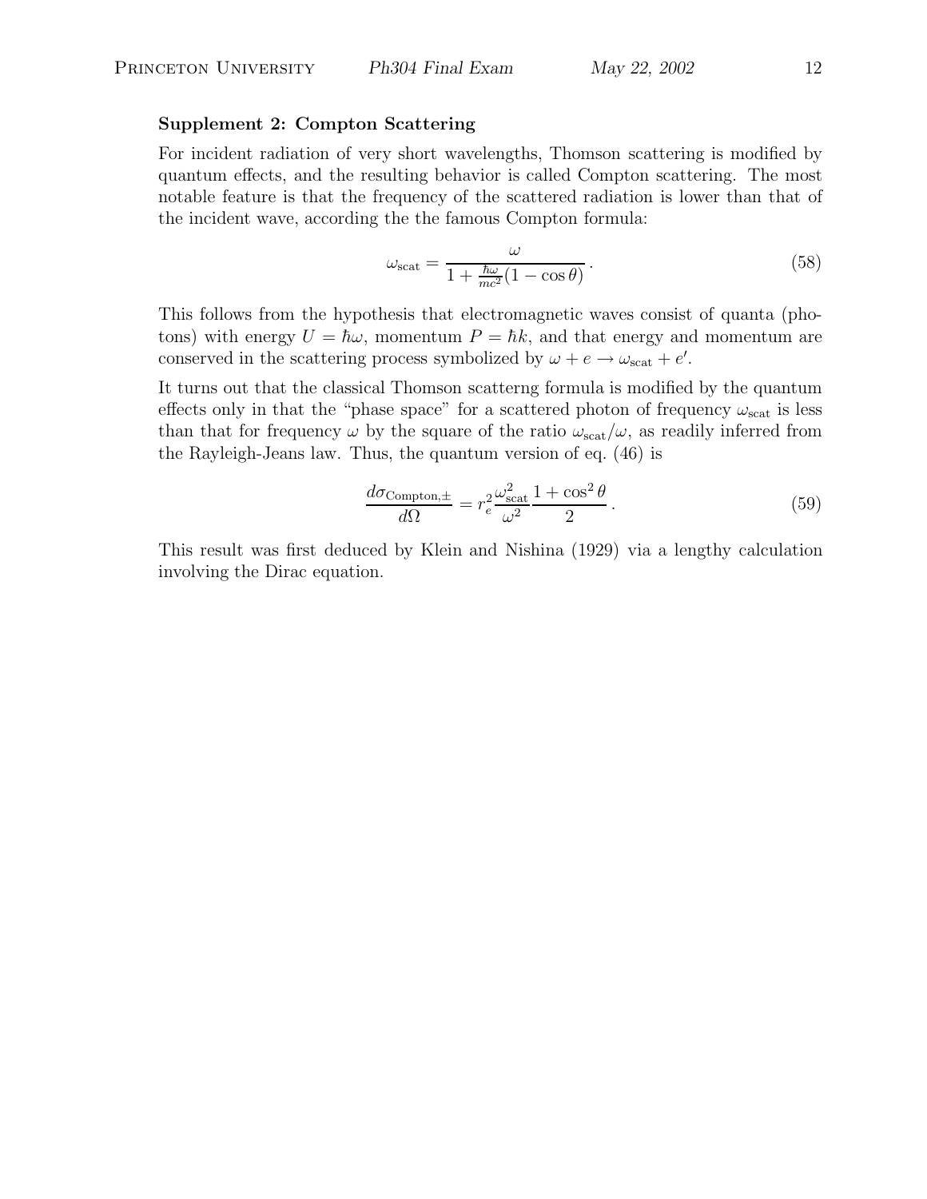### Supplement 2: Compton Scattering

For incident radiation of very short wavelengths, Thomson scattering is modified by quantum effects, and the resulting behavior is called Compton scattering. The most notable feature is that the frequency of the scattered radiation is lower than that of the incident wave, according the the famous Compton formula:

$$\omega_{\rm scat} = \frac{\omega}{1 + \frac{\hbar\omega}{mc^2}(1 - \cos\theta)} . \tag{58}$$

This follows from the hypothesis that electromagnetic waves consist of quanta (photons) with energy $U = \hbar\omega$, momentum $P = \hbar k$, and that energy and momentum are conserved in the scattering process symbolized by $\omega + e \to \omega_{\rm scat} + e'$.

It turns out that the classical Thomson scatterng formula is modified by the quantum effects only in that the "phase space" for a scattered photon of frequency $\omega_{\rm scat}$ is less than that for frequency $\omega$ by the square of the ratio $\omega_{\rm scat}/\omega$, as readily inferred from the Rayleigh-Jeans law. Thus, the quantum version of eq. (46) is

$$\frac{d\sigma_{{\rm Compton},\pm}}{d\Omega} = r_e^2 \frac{\omega_{\rm scat}^2}{\omega^2} \frac{1 + \cos^2\theta}{2} . \tag{59}$$

This result was first deduced by Klein and Nishina (1929) via a lengthy calculation involving the Dirac equation.